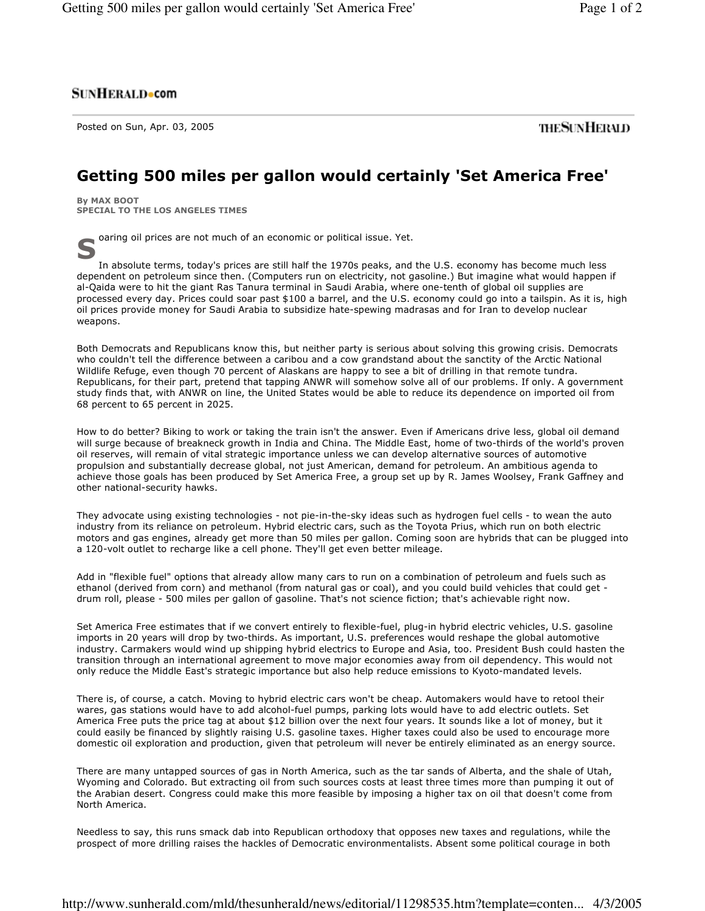Posted on Sun, Apr. 03, 2005

# Getting 500 miles per gallon would certainly 'Set America Free'

**By MAX BOOT**
**SPECIAL TO THE LOS ANGELES TIMES**

Soaring oil prices are not much of an economic or political issue. Yet.

In absolute terms, today's prices are still half the 1970s peaks, and the U.S. economy has become much less dependent on petroleum since then. (Computers run on electricity, not gasoline.) But imagine what would happen if al-Qaida were to hit the giant Ras Tanura terminal in Saudi Arabia, where one-tenth of global oil supplies are processed every day. Prices could soar past $100 a barrel, and the U.S. economy could go into a tailspin. As it is, high oil prices provide money for Saudi Arabia to subsidize hate-spewing madrasas and for Iran to develop nuclear weapons.

Both Democrats and Republicans know this, but neither party is serious about solving this growing crisis. Democrats who couldn't tell the difference between a caribou and a cow grandstand about the sanctity of the Arctic National Wildlife Refuge, even though 70 percent of Alaskans are happy to see a bit of drilling in that remote tundra. Republicans, for their part, pretend that tapping ANWR will somehow solve all of our problems. If only. A government study finds that, with ANWR on line, the United States would be able to reduce its dependence on imported oil from 68 percent to 65 percent in 2025.

How to do better? Biking to work or taking the train isn't the answer. Even if Americans drive less, global oil demand will surge because of breakneck growth in India and China. The Middle East, home of two-thirds of the world's proven oil reserves, will remain of vital strategic importance unless we can develop alternative sources of automotive propulsion and substantially decrease global, not just American, demand for petroleum. An ambitious agenda to achieve those goals has been produced by Set America Free, a group set up by R. James Woolsey, Frank Gaffney and other national-security hawks.

They advocate using existing technologies - not pie-in-the-sky ideas such as hydrogen fuel cells - to wean the auto industry from its reliance on petroleum. Hybrid electric cars, such as the Toyota Prius, which run on both electric motors and gas engines, already get more than 50 miles per gallon. Coming soon are hybrids that can be plugged into a 120-volt outlet to recharge like a cell phone. They'll get even better mileage.

Add in "flexible fuel" options that already allow many cars to run on a combination of petroleum and fuels such as ethanol (derived from corn) and methanol (from natural gas or coal), and you could build vehicles that could get - drum roll, please - 500 miles per gallon of gasoline. That's not science fiction; that's achievable right now.

Set America Free estimates that if we convert entirely to flexible-fuel, plug-in hybrid electric vehicles, U.S. gasoline imports in 20 years will drop by two-thirds. As important, U.S. preferences would reshape the global automotive industry. Carmakers would wind up shipping hybrid electrics to Europe and Asia, too. President Bush could hasten the transition through an international agreement to move major economies away from oil dependency. This would not only reduce the Middle East's strategic importance but also help reduce emissions to Kyoto-mandated levels.

There is, of course, a catch. Moving to hybrid electric cars won't be cheap. Automakers would have to retool their wares, gas stations would have to add alcohol-fuel pumps, parking lots would have to add electric outlets. Set America Free puts the price tag at about $12 billion over the next four years. It sounds like a lot of money, but it could easily be financed by slightly raising U.S. gasoline taxes. Higher taxes could also be used to encourage more domestic oil exploration and production, given that petroleum will never be entirely eliminated as an energy source.

There are many untapped sources of gas in North America, such as the tar sands of Alberta, and the shale of Utah, Wyoming and Colorado. But extracting oil from such sources costs at least three times more than pumping it out of the Arabian desert. Congress could make this more feasible by imposing a higher tax on oil that doesn't come from North America.

Needless to say, this runs smack dab into Republican orthodoxy that opposes new taxes and regulations, while the prospect of more drilling raises the hackles of Democratic environmentalists. Absent some political courage in both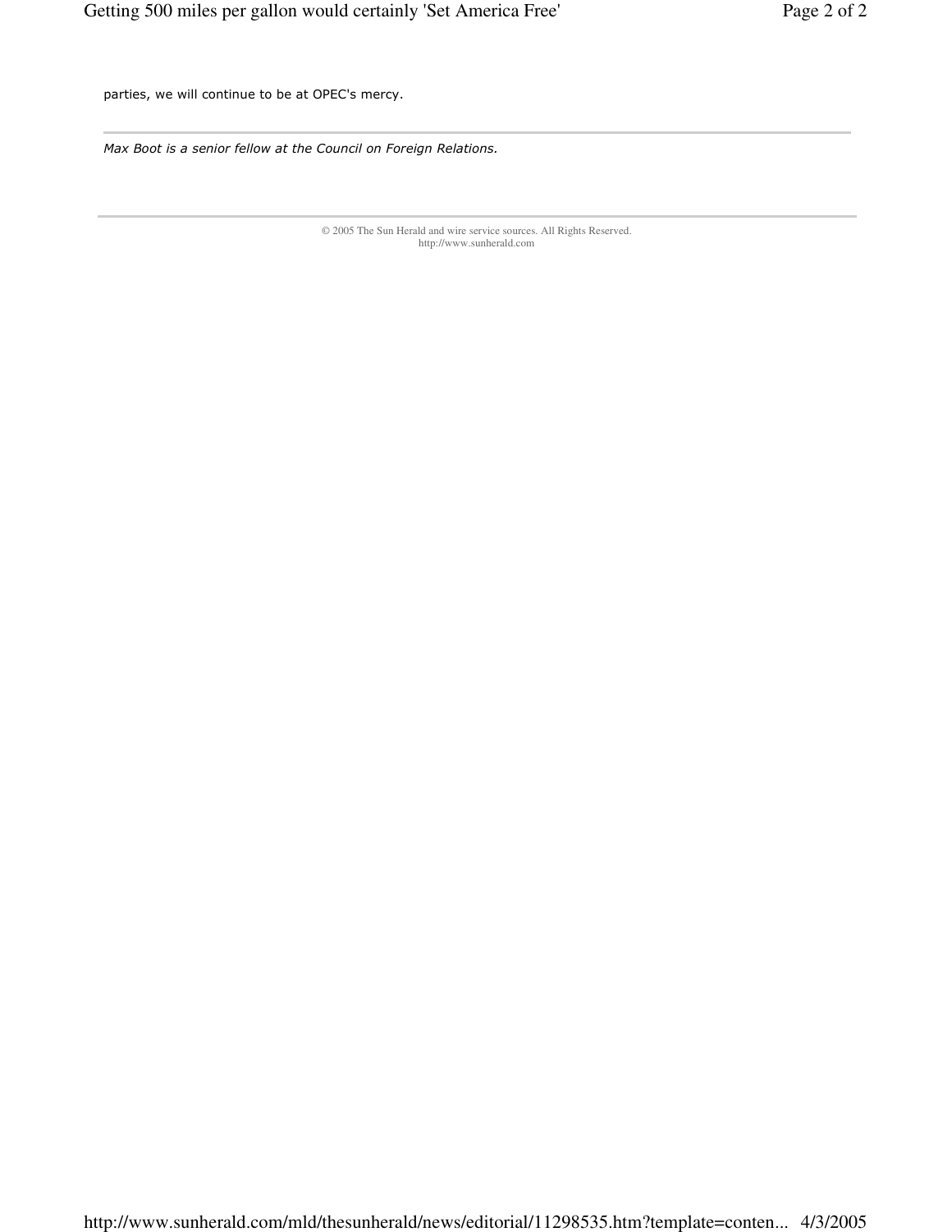parties, we will continue to be at OPEC's mercy.

---

*Max Boot is a senior fellow at the Council on Foreign Relations.*

---

© 2005 The Sun Herald and wire service sources. All Rights Reserved.
http://www.sunherald.com